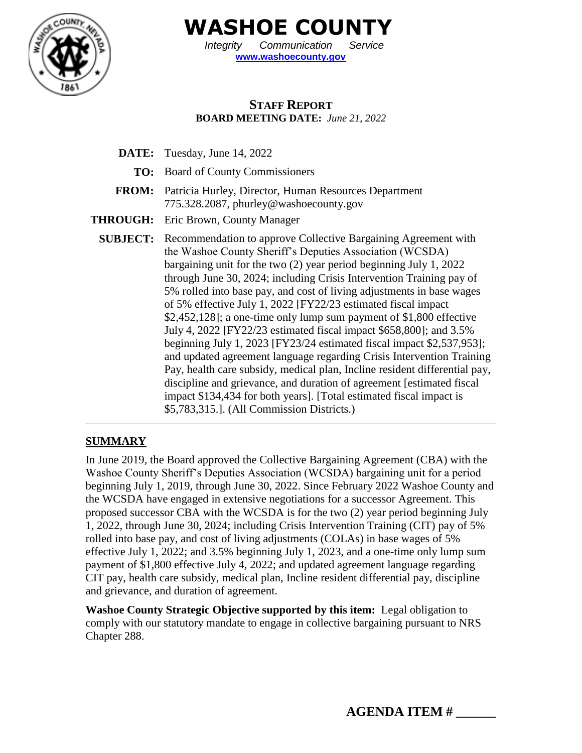# WASHOE COUNTY

*Integrity Communication Service*

**www.washoecounty.gov**

## STAFF REPORT

**BOARD MEETING DATE:** *June 21, 2022*

**DATE:** Tuesday, June 14, 2022

**TO:** Board of County Commissioners

**FROM:** Patricia Hurley, Director, Human Resources Department
775.328.2087, phurley@washoecounty.gov

**THROUGH:** Eric Brown, County Manager

**SUBJECT:** Recommendation to approve Collective Bargaining Agreement with the Washoe County Sheriff's Deputies Association (WCSDA) bargaining unit for the two (2) year period beginning July 1, 2022 through June 30, 2024; including Crisis Intervention Training pay of 5% rolled into base pay, and cost of living adjustments in base wages of 5% effective July 1, 2022 [FY22/23 estimated fiscal impact $2,452,128]; a one-time only lump sum payment of $1,800 effective July 4, 2022 [FY22/23 estimated fiscal impact $658,800]; and 3.5% beginning July 1, 2023 [FY23/24 estimated fiscal impact $2,537,953]; and updated agreement language regarding Crisis Intervention Training Pay, health care subsidy, medical plan, Incline resident differential pay, discipline and grievance, and duration of agreement [estimated fiscal impact $134,434 for both years]. [Total estimated fiscal impact is $5,783,315.]. (All Commission Districts.)

---

## SUMMARY

In June 2019, the Board approved the Collective Bargaining Agreement (CBA) with the Washoe County Sheriff's Deputies Association (WCSDA) bargaining unit for a period beginning July 1, 2019, through June 30, 2022. Since February 2022 Washoe County and the WCSDA have engaged in extensive negotiations for a successor Agreement. This proposed successor CBA with the WCSDA is for the two (2) year period beginning July 1, 2022, through June 30, 2024; including Crisis Intervention Training (CIT) pay of 5% rolled into base pay, and cost of living adjustments (COLAs) in base wages of 5% effective July 1, 2022; and 3.5% beginning July 1, 2023, and a one-time only lump sum payment of $1,800 effective July 4, 2022; and updated agreement language regarding CIT pay, health care subsidy, medical plan, Incline resident differential pay, discipline and grievance, and duration of agreement.

**Washoe County Strategic Objective supported by this item:** Legal obligation to comply with our statutory mandate to engage in collective bargaining pursuant to NRS Chapter 288.

**AGENDA ITEM # ______**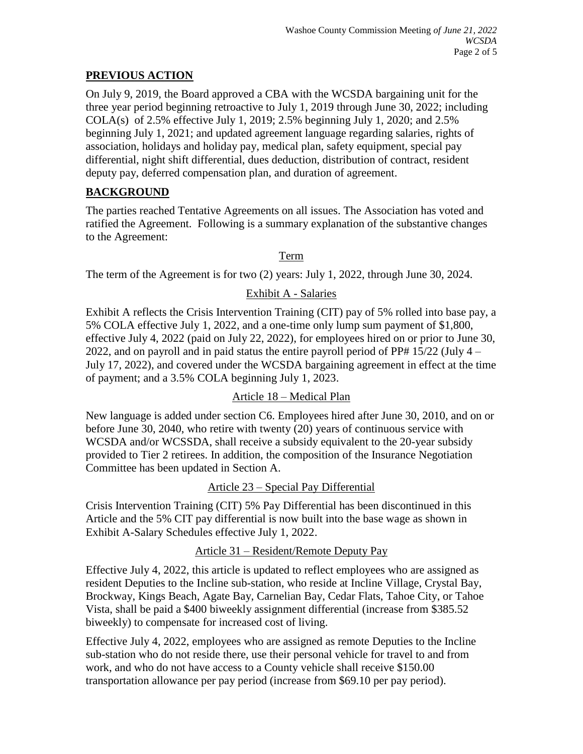## PREVIOUS ACTION

On July 9, 2019, the Board approved a CBA with the WCSDA bargaining unit for the three year period beginning retroactive to July 1, 2019 through June 30, 2022; including COLA(s) of 2.5% effective July 1, 2019; 2.5% beginning July 1, 2020; and 2.5% beginning July 1, 2021; and updated agreement language regarding salaries, rights of association, holidays and holiday pay, medical plan, safety equipment, special pay differential, night shift differential, dues deduction, distribution of contract, resident deputy pay, deferred compensation plan, and duration of agreement.

## BACKGROUND

The parties reached Tentative Agreements on all issues. The Association has voted and ratified the Agreement. Following is a summary explanation of the substantive changes to the Agreement:

### Term

The term of the Agreement is for two (2) years: July 1, 2022, through June 30, 2024.

### Exhibit A - Salaries

Exhibit A reflects the Crisis Intervention Training (CIT) pay of 5% rolled into base pay, a 5% COLA effective July 1, 2022, and a one-time only lump sum payment of $1,800, effective July 4, 2022 (paid on July 22, 2022), for employees hired on or prior to June 30, 2022, and on payroll and in paid status the entire payroll period of PP# 15/22 (July 4 – July 17, 2022), and covered under the WCSDA bargaining agreement in effect at the time of payment; and a 3.5% COLA beginning July 1, 2023.

### Article 18 – Medical Plan

New language is added under section C6. Employees hired after June 30, 2010, and on or before June 30, 2040, who retire with twenty (20) years of continuous service with WCSDA and/or WCSSDA, shall receive a subsidy equivalent to the 20-year subsidy provided to Tier 2 retirees. In addition, the composition of the Insurance Negotiation Committee has been updated in Section A.

### Article 23 – Special Pay Differential

Crisis Intervention Training (CIT) 5% Pay Differential has been discontinued in this Article and the 5% CIT pay differential is now built into the base wage as shown in Exhibit A-Salary Schedules effective July 1, 2022.

### Article 31 – Resident/Remote Deputy Pay

Effective July 4, 2022, this article is updated to reflect employees who are assigned as resident Deputies to the Incline sub-station, who reside at Incline Village, Crystal Bay, Brockway, Kings Beach, Agate Bay, Carnelian Bay, Cedar Flats, Tahoe City, or Tahoe Vista, shall be paid a $400 biweekly assignment differential (increase from $385.52 biweekly) to compensate for increased cost of living.

Effective July 4, 2022, employees who are assigned as remote Deputies to the Incline sub-station who do not reside there, use their personal vehicle for travel to and from work, and who do not have access to a County vehicle shall receive $150.00 transportation allowance per pay period (increase from $69.10 per pay period).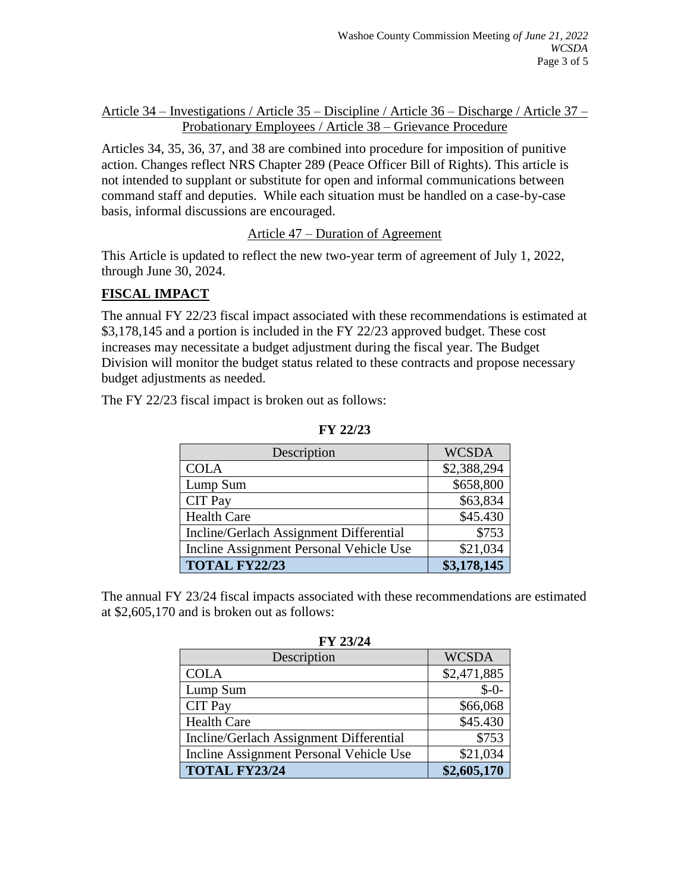Article 34 – Investigations / Article 35 – Discipline / Article 36 – Discharge / Article 37 – Probationary Employees / Article 38 – Grievance Procedure

Articles 34, 35, 36, 37, and 38 are combined into procedure for imposition of punitive action. Changes reflect NRS Chapter 289 (Peace Officer Bill of Rights). This article is not intended to supplant or substitute for open and informal communications between command staff and deputies. While each situation must be handled on a case-by-case basis, informal discussions are encouraged.

Article 47 – Duration of Agreement

This Article is updated to reflect the new two-year term of agreement of July 1, 2022, through June 30, 2024.

## FISCAL IMPACT

The annual FY 22/23 fiscal impact associated with these recommendations is estimated at $3,178,145 and a portion is included in the FY 22/23 approved budget. These cost increases may necessitate a budget adjustment during the fiscal year. The Budget Division will monitor the budget status related to these contracts and propose necessary budget adjustments as needed.

The FY 22/23 fiscal impact is broken out as follows:

**FY 22/23**

| Description | WCSDA |
|---|---|
| COLA | $2,388,294 |
| Lump Sum | $658,800 |
| CIT Pay | $63,834 |
| Health Care | $45.430 |
| Incline/Gerlach Assignment Differential | $753 |
| Incline Assignment Personal Vehicle Use | $21,034 |
| **TOTAL FY22/23** | **$3,178,145** |

The annual FY 23/24 fiscal impacts associated with these recommendations are estimated at $2,605,170 and is broken out as follows:

**FY 23/24**

| Description | WCSDA |
|---|---|
| COLA | $2,471,885 |
| Lump Sum | $-0- |
| CIT Pay | $66,068 |
| Health Care | $45.430 |
| Incline/Gerlach Assignment Differential | $753 |
| Incline Assignment Personal Vehicle Use | $21,034 |
| **TOTAL FY23/24** | **$2,605,170** |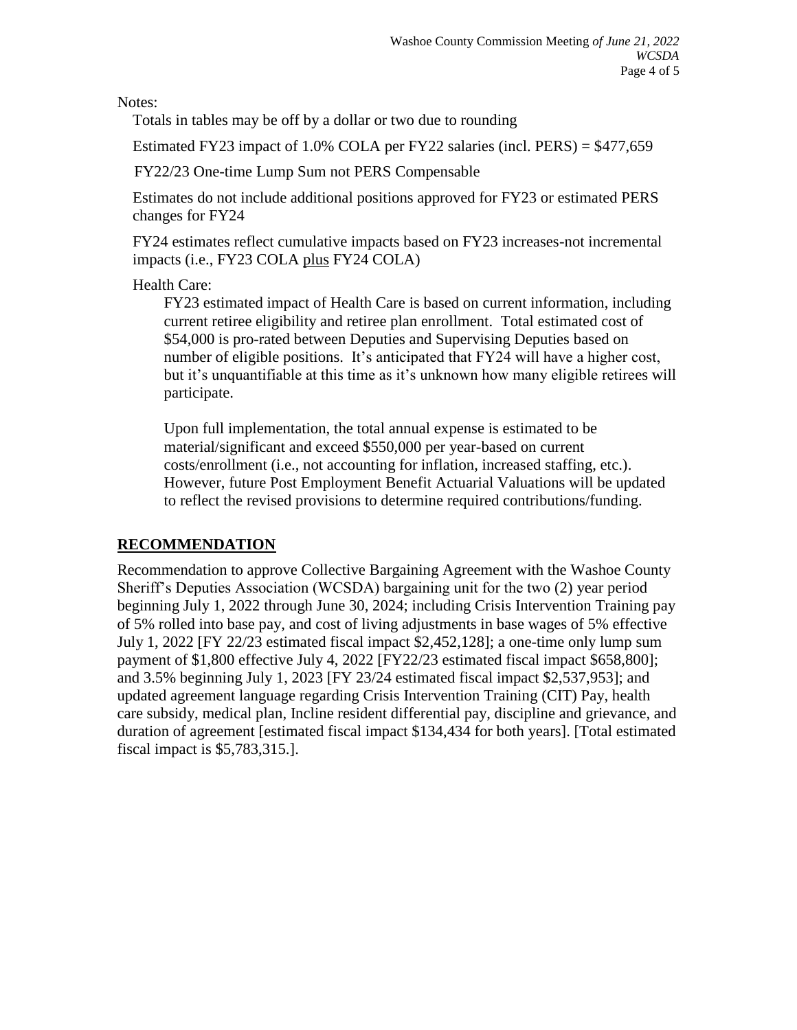Notes:

Totals in tables may be off by a dollar or two due to rounding

Estimated FY23 impact of 1.0% COLA per FY22 salaries (incl. PERS) = $477,659

FY22/23 One-time Lump Sum not PERS Compensable

Estimates do not include additional positions approved for FY23 or estimated PERS changes for FY24

FY24 estimates reflect cumulative impacts based on FY23 increases-not incremental impacts (i.e., FY23 COLA plus FY24 COLA)

Health Care:

FY23 estimated impact of Health Care is based on current information, including current retiree eligibility and retiree plan enrollment. Total estimated cost of $54,000 is pro-rated between Deputies and Supervising Deputies based on number of eligible positions. It's anticipated that FY24 will have a higher cost, but it's unquantifiable at this time as it's unknown how many eligible retirees will participate.

Upon full implementation, the total annual expense is estimated to be material/significant and exceed $550,000 per year-based on current costs/enrollment (i.e., not accounting for inflation, increased staffing, etc.). However, future Post Employment Benefit Actuarial Valuations will be updated to reflect the revised provisions to determine required contributions/funding.

## RECOMMENDATION

Recommendation to approve Collective Bargaining Agreement with the Washoe County Sheriff's Deputies Association (WCSDA) bargaining unit for the two (2) year period beginning July 1, 2022 through June 30, 2024; including Crisis Intervention Training pay of 5% rolled into base pay, and cost of living adjustments in base wages of 5% effective July 1, 2022 [FY 22/23 estimated fiscal impact $2,452,128]; a one-time only lump sum payment of $1,800 effective July 4, 2022 [FY22/23 estimated fiscal impact $658,800]; and 3.5% beginning July 1, 2023 [FY 23/24 estimated fiscal impact $2,537,953]; and updated agreement language regarding Crisis Intervention Training (CIT) Pay, health care subsidy, medical plan, Incline resident differential pay, discipline and grievance, and duration of agreement [estimated fiscal impact $134,434 for both years]. [Total estimated fiscal impact is $5,783,315.].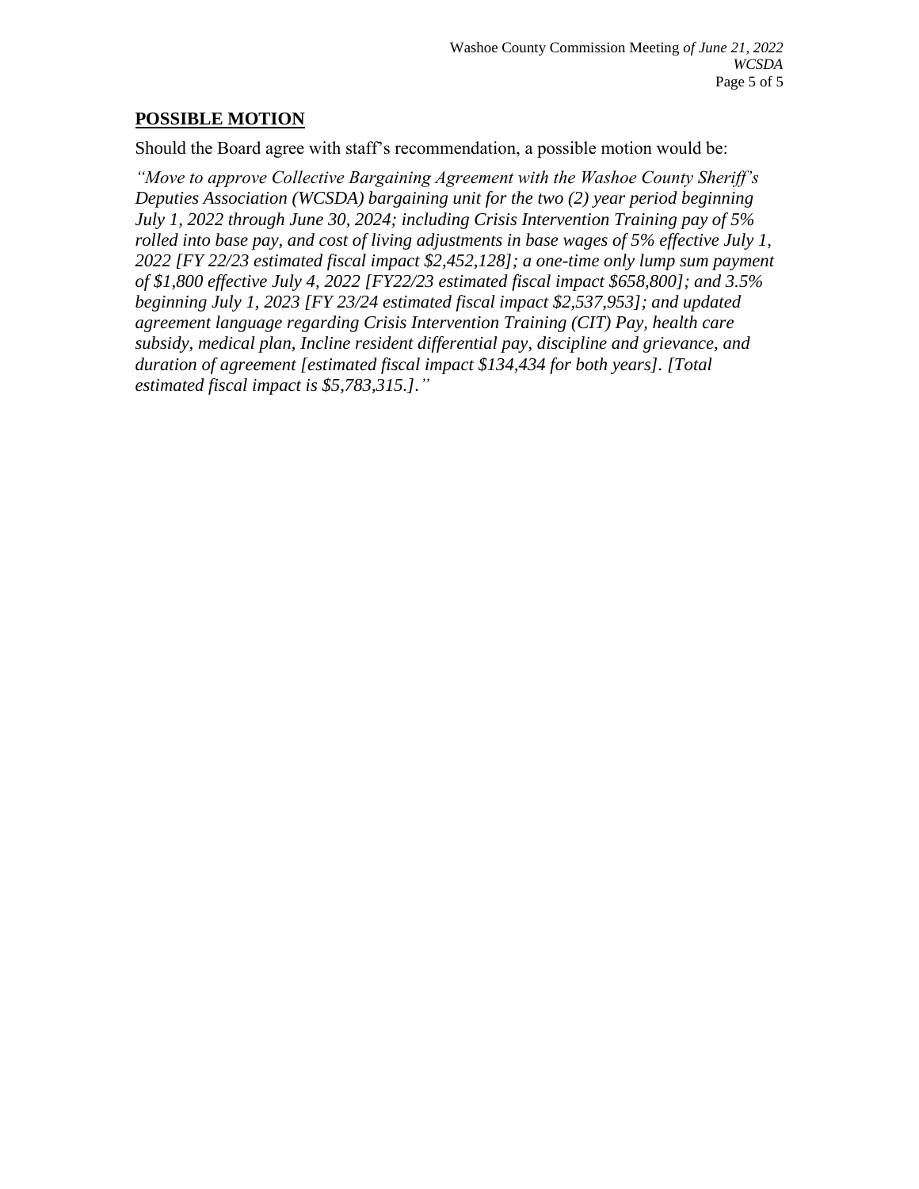## POSSIBLE MOTION

Should the Board agree with staff's recommendation, a possible motion would be:

*"Move to approve Collective Bargaining Agreement with the Washoe County Sheriff's Deputies Association (WCSDA) bargaining unit for the two (2) year period beginning July 1, 2022 through June 30, 2024; including Crisis Intervention Training pay of 5% rolled into base pay, and cost of living adjustments in base wages of 5% effective July 1, 2022 [FY 22/23 estimated fiscal impact $2,452,128]; a one-time only lump sum payment of $1,800 effective July 4, 2022 [FY22/23 estimated fiscal impact $658,800]; and 3.5% beginning July 1, 2023 [FY 23/24 estimated fiscal impact $2,537,953]; and updated agreement language regarding Crisis Intervention Training (CIT) Pay, health care subsidy, medical plan, Incline resident differential pay, discipline and grievance, and duration of agreement [estimated fiscal impact $134,434 for both years]. [Total estimated fiscal impact is $5,783,315.]."*